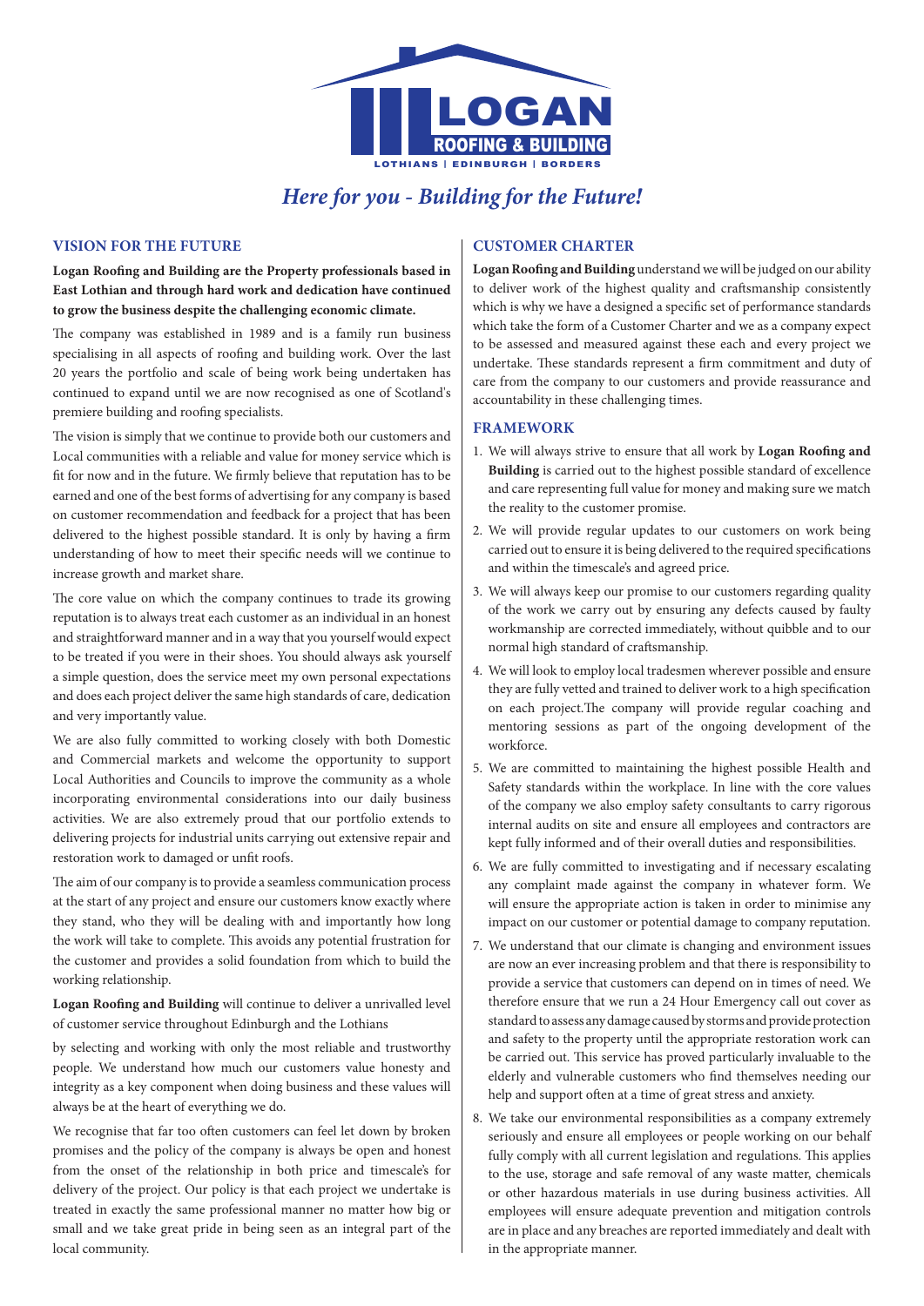LOGAN ROOFING & BUILDING

LOTHIANS | EDINBURGH | BORDERS

*Here for you - Building for the Future!*

## VISION FOR THE FUTURE

**Logan Roofing and Building are the Property professionals based in East Lothian and through hard work and dedication have continued to grow the business despite the challenging economic climate.**

The company was established in 1989 and is a family run business specialising in all aspects of roofing and building work. Over the last 20 years the portfolio and scale of being work being undertaken has continued to expand until we are now recognised as one of Scotland's premiere building and roofing specialists.

The vision is simply that we continue to provide both our customers and Local communities with a reliable and value for money service which is fit for now and in the future. We firmly believe that reputation has to be earned and one of the best forms of advertising for any company is based on customer recommendation and feedback for a project that has been delivered to the highest possible standard. It is only by having a firm understanding of how to meet their specific needs will we continue to increase growth and market share.

The core value on which the company continues to trade its growing reputation is to always treat each customer as an individual in an honest and straightforward manner and in a way that you yourself would expect to be treated if you were in their shoes. You should always ask yourself a simple question, does the service meet my own personal expectations and does each project deliver the same high standards of care, dedication and very importantly value.

We are also fully committed to working closely with both Domestic and Commercial markets and welcome the opportunity to support Local Authorities and Councils to improve the community as a whole incorporating environmental considerations into our daily business activities. We are also extremely proud that our portfolio extends to delivering projects for industrial units carrying out extensive repair and restoration work to damaged or unfit roofs.

The aim of our company is to provide a seamless communication process at the start of any project and ensure our customers know exactly where they stand, who they will be dealing with and importantly how long the work will take to complete. This avoids any potential frustration for the customer and provides a solid foundation from which to build the working relationship.

**Logan Roofing and Building** will continue to deliver a unrivalled level of customer service throughout Edinburgh and the Lothians

by selecting and working with only the most reliable and trustworthy people. We understand how much our customers value honesty and integrity as a key component when doing business and these values will always be at the heart of everything we do.

We recognise that far too often customers can feel let down by broken promises and the policy of the company is always be open and honest from the onset of the relationship in both price and timescale's for delivery of the project. Our policy is that each project we undertake is treated in exactly the same professional manner no matter how big or small and we take great pride in being seen as an integral part of the local community.

## CUSTOMER CHARTER

**Logan Roofing and Building** understand we will be judged on our ability to deliver work of the highest quality and craftsmanship consistently which is why we have a designed a specific set of performance standards which take the form of a Customer Charter and we as a company expect to be assessed and measured against these each and every project we undertake. These standards represent a firm commitment and duty of care from the company to our customers and provide reassurance and accountability in these challenging times.

## FRAMEWORK

1. We will always strive to ensure that all work by **Logan Roofing and Building** is carried out to the highest possible standard of excellence and care representing full value for money and making sure we match the reality to the customer promise.
2. We will provide regular updates to our customers on work being carried out to ensure it is being delivered to the required specifications and within the timescale's and agreed price.
3. We will always keep our promise to our customers regarding quality of the work we carry out by ensuring any defects caused by faulty workmanship are corrected immediately, without quibble and to our normal high standard of craftsmanship.
4. We will look to employ local tradesmen wherever possible and ensure they are fully vetted and trained to deliver work to a high specification on each project.The company will provide regular coaching and mentoring sessions as part of the ongoing development of the workforce.
5. We are committed to maintaining the highest possible Health and Safety standards within the workplace. In line with the core values of the company we also employ safety consultants to carry rigorous internal audits on site and ensure all employees and contractors are kept fully informed and of their overall duties and responsibilities.
6. We are fully committed to investigating and if necessary escalating any complaint made against the company in whatever form. We will ensure the appropriate action is taken in order to minimise any impact on our customer or potential damage to company reputation.
7. We understand that our climate is changing and environment issues are now an ever increasing problem and that there is responsibility to provide a service that customers can depend on in times of need. We therefore ensure that we run a 24 Hour Emergency call out cover as standard to assess any damage caused by storms and provide protection and safety to the property until the appropriate restoration work can be carried out. This service has proved particularly invaluable to the elderly and vulnerable customers who find themselves needing our help and support often at a time of great stress and anxiety.
8. We take our environmental responsibilities as a company extremely seriously and ensure all employees or people working on our behalf fully comply with all current legislation and regulations. This applies to the use, storage and safe removal of any waste matter, chemicals or other hazardous materials in use during business activities. All employees will ensure adequate prevention and mitigation controls are in place and any breaches are reported immediately and dealt with in the appropriate manner.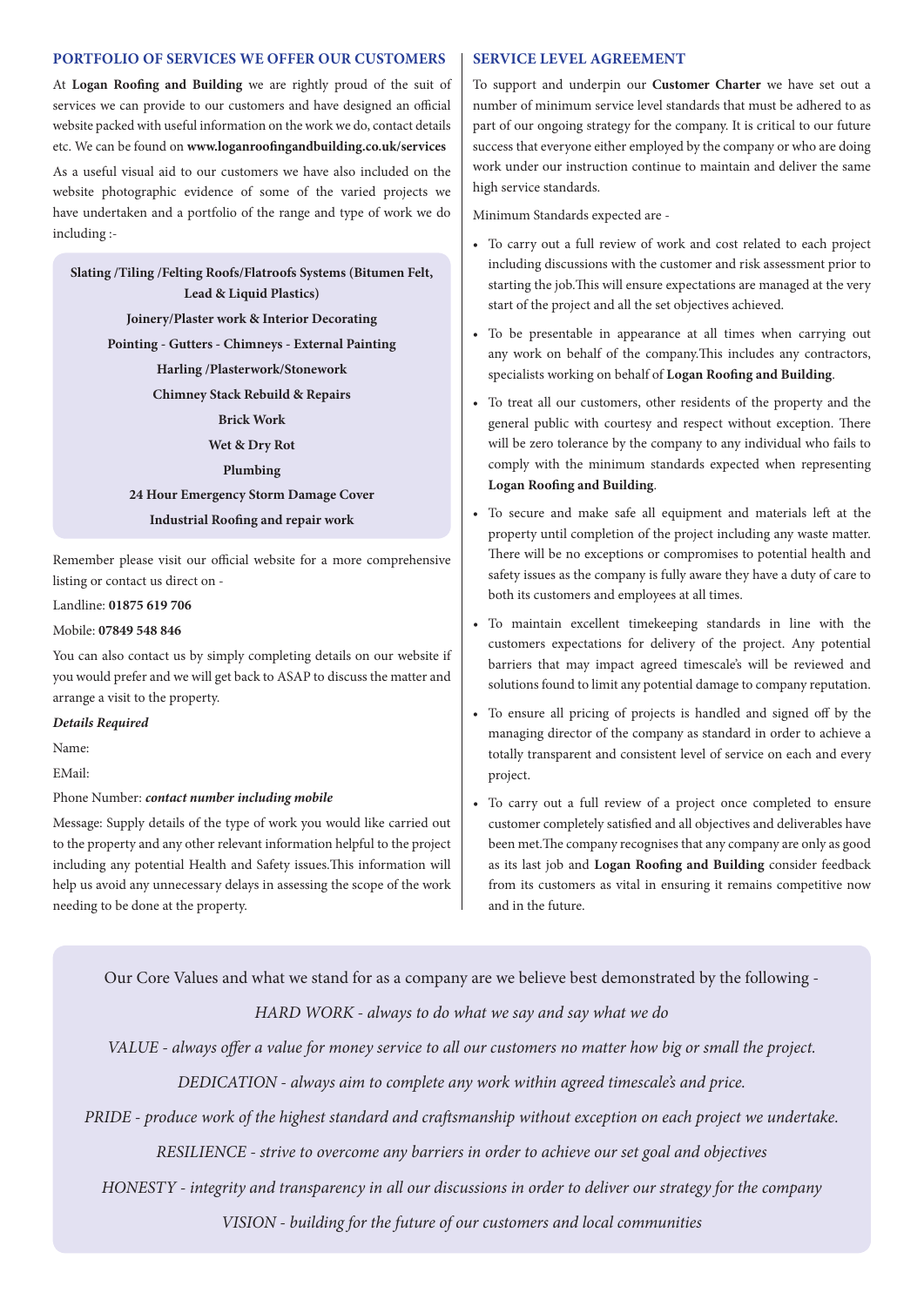## PORTFOLIO OF SERVICES WE OFFER OUR CUSTOMERS

At **Logan Roofing and Building** we are rightly proud of the suit of services we can provide to our customers and have designed an official website packed with useful information on the work we do, contact details etc. We can be found on **www.loganroofingandbuilding.co.uk/services**

As a useful visual aid to our customers we have also included on the website photographic evidence of some of the varied projects we have undertaken and a portfolio of the range and type of work we do including :-

**Slating /Tiling /Felting Roofs/Flatroofs Systems (Bitumen Felt, Lead & Liquid Plastics)**

**Joinery/Plaster work & Interior Decorating**

**Pointing - Gutters - Chimneys - External Painting**

**Harling /Plasterwork/Stonework**

**Chimney Stack Rebuild & Repairs**

**Brick Work**

**Wet & Dry Rot**

**Plumbing**

**24 Hour Emergency Storm Damage Cover**

**Industrial Roofing and repair work**

Remember please visit our official website for a more comprehensive listing or contact us direct on -

Landline: **01875 619 706**

Mobile: **07849 548 846**

You can also contact us by simply completing details on our website if you would prefer and we will get back to ASAP to discuss the matter and arrange a visit to the property.

***Details Required***

Name:

EMail:

Phone Number: ***contact number including mobile***

Message: Supply details of the type of work you would like carried out to the property and any other relevant information helpful to the project including any potential Health and Safety issues.This information will help us avoid any unnecessary delays in assessing the scope of the work needing to be done at the property.

## SERVICE LEVEL AGREEMENT

To support and underpin our **Customer Charter** we have set out a number of minimum service level standards that must be adhered to as part of our ongoing strategy for the company. It is critical to our future success that everyone either employed by the company or who are doing work under our instruction continue to maintain and deliver the same high service standards.

Minimum Standards expected are -

- To carry out a full review of work and cost related to each project including discussions with the customer and risk assessment prior to starting the job.This will ensure expectations are managed at the very start of the project and all the set objectives achieved.
- To be presentable in appearance at all times when carrying out any work on behalf of the company.This includes any contractors, specialists working on behalf of **Logan Roofing and Building**.
- To treat all our customers, other residents of the property and the general public with courtesy and respect without exception. There will be zero tolerance by the company to any individual who fails to comply with the minimum standards expected when representing **Logan Roofing and Building**.
- To secure and make safe all equipment and materials left at the property until completion of the project including any waste matter. There will be no exceptions or compromises to potential health and safety issues as the company is fully aware they have a duty of care to both its customers and employees at all times.
- To maintain excellent timekeeping standards in line with the customers expectations for delivery of the project. Any potential barriers that may impact agreed timescale's will be reviewed and solutions found to limit any potential damage to company reputation.
- To ensure all pricing of projects is handled and signed off by the managing director of the company as standard in order to achieve a totally transparent and consistent level of service on each and every project.
- To carry out a full review of a project once completed to ensure customer completely satisfied and all objectives and deliverables have been met.The company recognises that any company are only as good as its last job and **Logan Roofing and Building** consider feedback from its customers as vital in ensuring it remains competitive now and in the future.

Our Core Values and what we stand for as a company are we believe best demonstrated by the following -

*HARD WORK - always to do what we say and say what we do*

*VALUE - always offer a value for money service to all our customers no matter how big or small the project.*

*DEDICATION - always aim to complete any work within agreed timescale's and price.*

*PRIDE - produce work of the highest standard and craftsmanship without exception on each project we undertake.*

*RESILIENCE - strive to overcome any barriers in order to achieve our set goal and objectives*

*HONESTY - integrity and transparency in all our discussions in order to deliver our strategy for the company*

*VISION - building for the future of our customers and local communities*